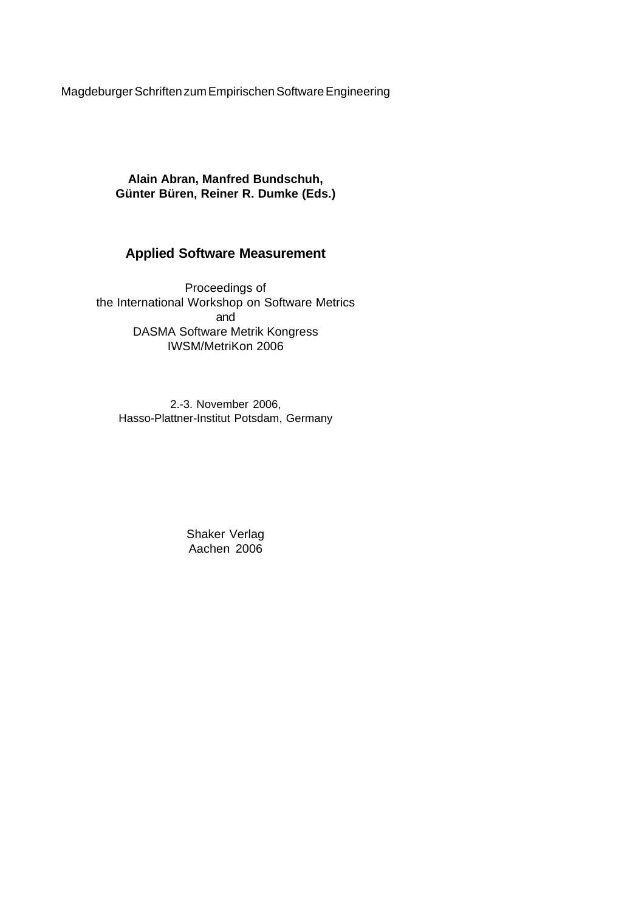Magdeburger Schriften zum Empirischen Software Engineering

**Alain Abran, Manfred Bundschuh,**
**Günter Büren, Reiner R. Dumke (Eds.)**

# Applied Software Measurement

Proceedings of
the International Workshop on Software Metrics
and
DASMA Software Metrik Kongress
IWSM/MetriKon 2006

2.-3. November 2006,
Hasso-Plattner-Institut Potsdam, Germany

Shaker Verlag
Aachen 2006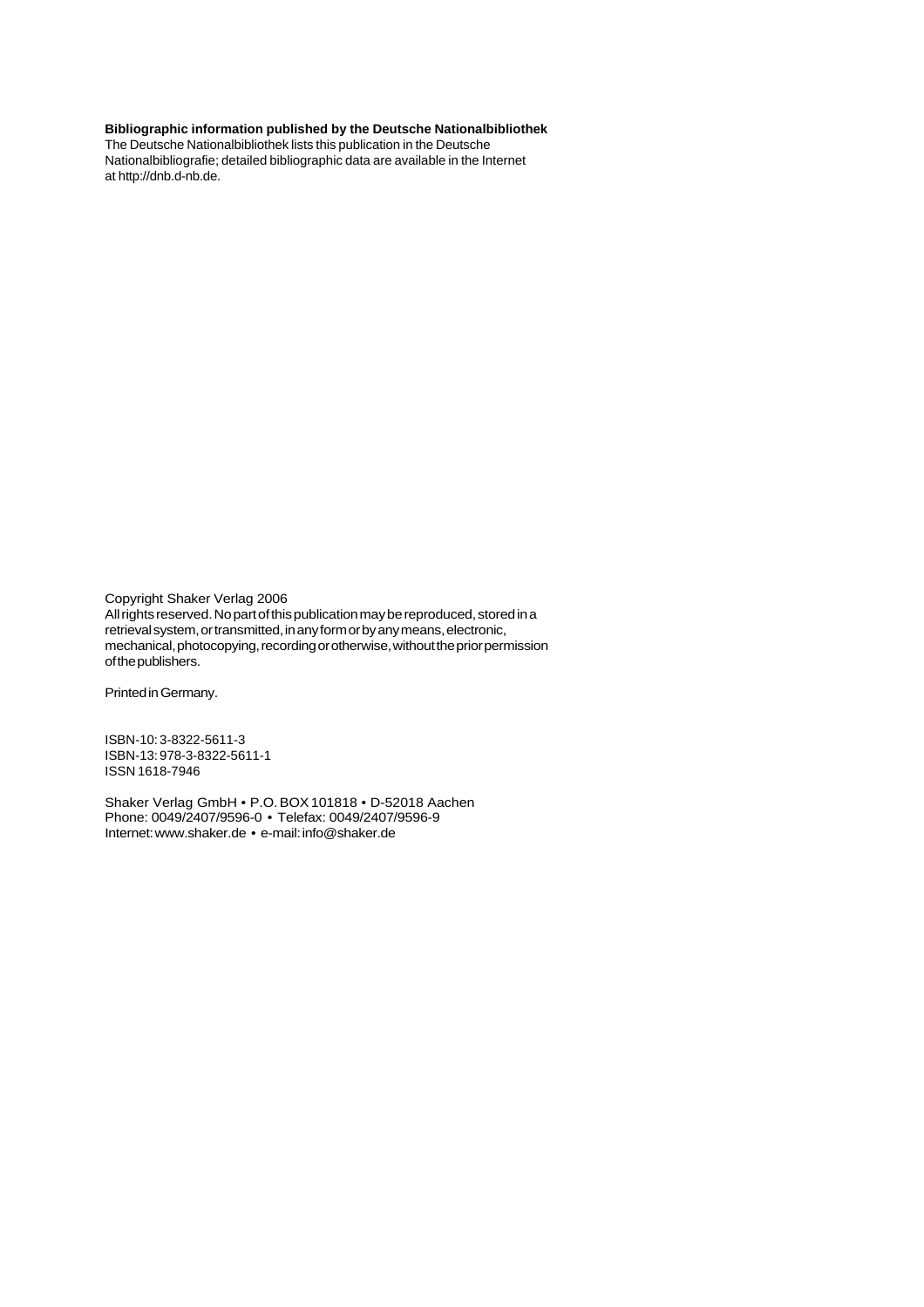**Bibliographic information published by the Deutsche Nationalbibliothek**
The Deutsche Nationalbibliothek lists this publication in the Deutsche Nationalbibliografie; detailed bibliographic data are available in the Internet at http://dnb.d-nb.de.

Copyright Shaker Verlag 2006
All rights reserved. No part of this publication may be reproduced, stored in a retrieval system, or transmitted, in any form or by any means, electronic, mechanical, photocopying, recording or otherwise, without the prior permission of the publishers.

Printed in Germany.

ISBN-10: 3-8322-5611-3
ISBN-13: 978-3-8322-5611-1
ISSN 1618-7946

Shaker Verlag GmbH • P.O. BOX 101818 • D-52018 Aachen
Phone: 0049/2407/9596-0 • Telefax: 0049/2407/9596-9
Internet: www.shaker.de • e-mail: info@shaker.de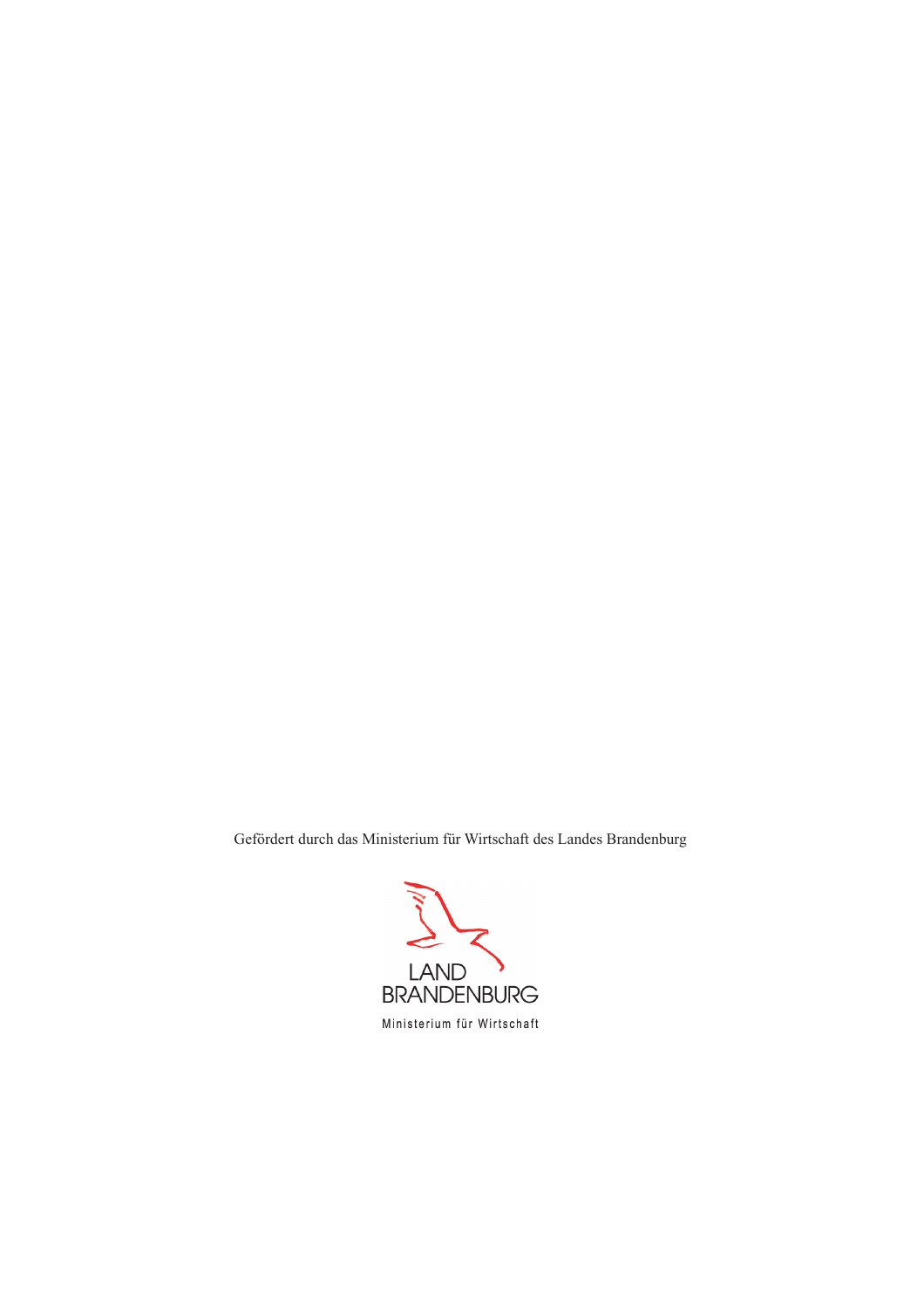Gefördert durch das Ministerium für Wirtschaft des Landes Brandenburg

LAND
BRANDENBURG

Ministerium für Wirtschaft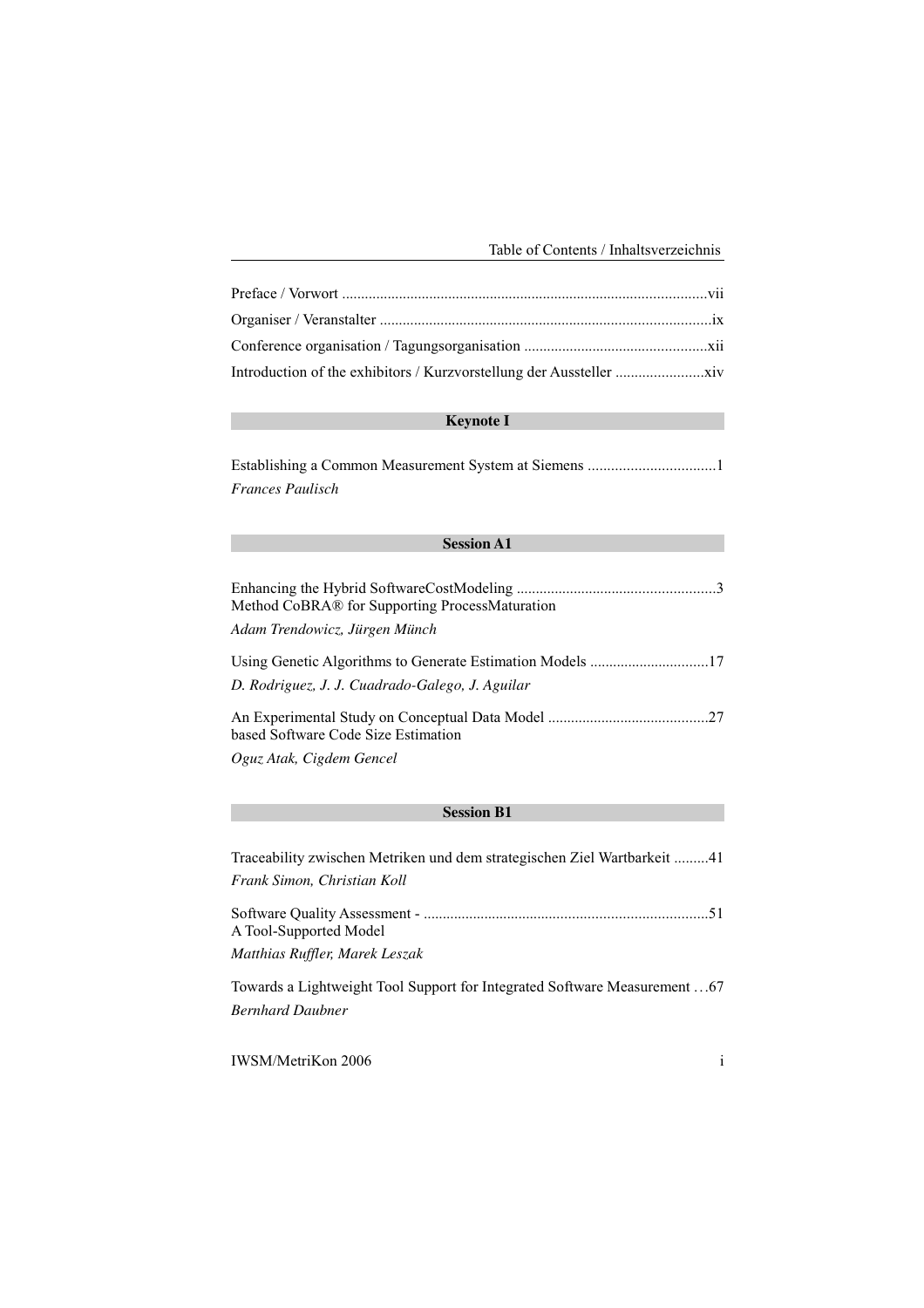# Table of Contents / Inhaltsverzeichnis

Preface / Vorwort ............................................................................................vii

Organiser / Veranstalter ....................................................................................ix

Conference organisation / Tagungsorganisation ..............................................xii

Introduction of the exhibitors / Kurzvorstellung der Aussteller .......................xiv

## Keynote I

Establishing a Common Measurement System at Siemens .................................1
*Frances Paulisch*

## Session A1

Enhancing the Hybrid SoftwareCostModeling ...................................................3
Method CoBRA® for Supporting ProcessMaturation
*Adam Trendowicz, Jürgen Münch*

Using Genetic Algorithms to Generate Estimation Models ..............................17
*D. Rodriguez, J. J. Cuadrado-Galego, J. Aguilar*

An Experimental Study on Conceptual Data Model ..........................................27
based Software Code Size Estimation
*Oguz Atak, Cigdem Gencel*

## Session B1

Traceability zwischen Metriken und dem strategischen Ziel Wartbarkeit .........41
*Frank Simon, Christian Koll*

Software Quality Assessment - ..........................................................................51
A Tool-Supported Model
*Matthias Ruffler, Marek Leszak*

Towards a Lightweight Tool Support for Integrated Software Measurement …67
*Bernhard Daubner*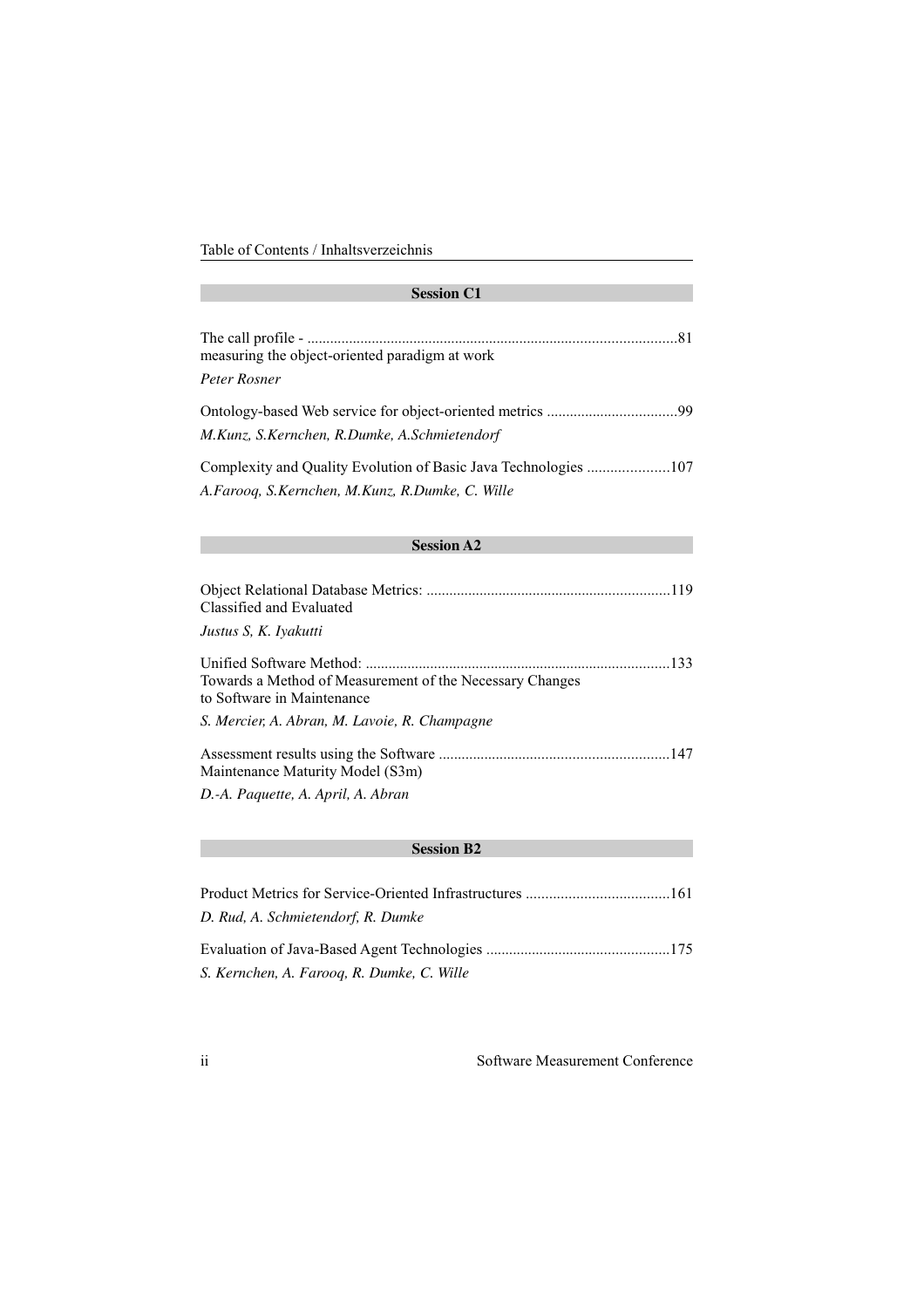## Session C1

The call profile - ...................................................................................................81
measuring the object-oriented paradigm at work

*Peter Rosner*

Ontology-based Web service for object-oriented metrics .................................99

*M.Kunz, S.Kernchen, R.Dumke, A.Schmietendorf*

Complexity and Quality Evolution of Basic Java Technologies .....................107

*A.Farooq, S.Kernchen, M.Kunz, R.Dumke, C. Wille*

## Session A2

Object Relational Database Metrics: ...............................................................119
Classified and Evaluated

*Justus S, K. Iyakutti*

Unified Software Method: ...............................................................................133
Towards a Method of Measurement of the Necessary Changes
to Software in Maintenance

*S. Mercier, A. Abran, M. Lavoie, R. Champagne*

Assessment results using the Software ...........................................................147
Maintenance Maturity Model (S3m)

*D.-A. Paquette, A. April, A. Abran*

## Session B2

Product Metrics for Service-Oriented Infrastructures .....................................161

*D. Rud, A. Schmietendorf, R. Dumke*

Evaluation of Java-Based Agent Technologies ...............................................175

*S. Kernchen, A. Farooq, R. Dumke, C. Wille*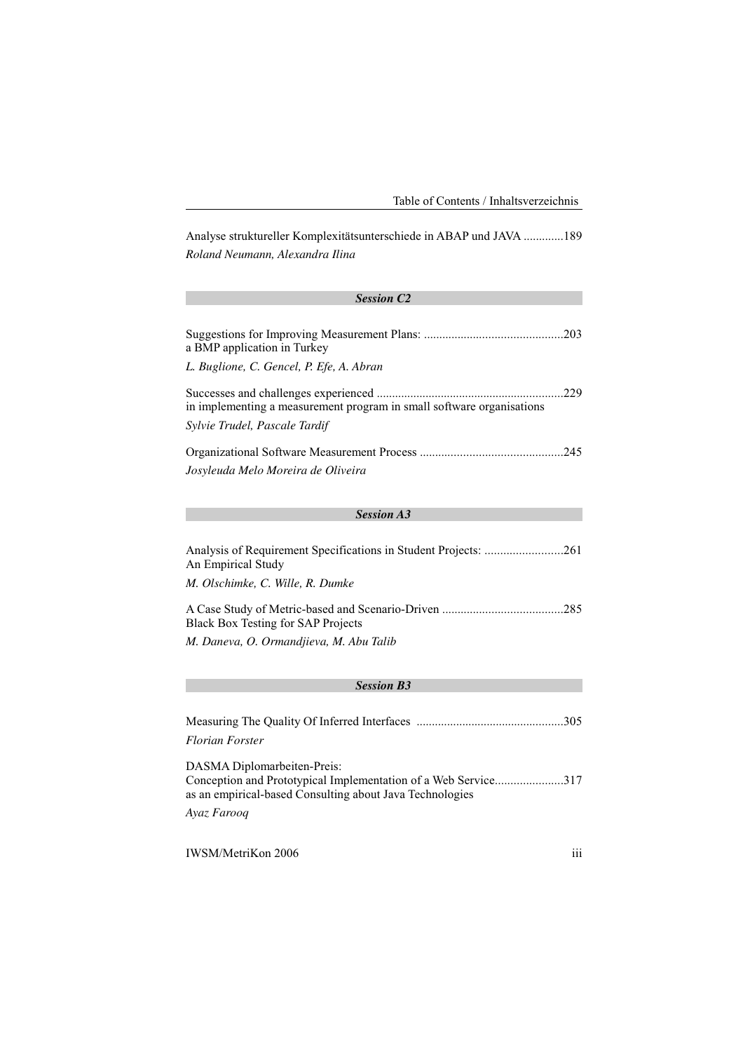Analyse struktureller Komplexitätsunterschiede in ABAP und JAVA .............189
*Roland Neumann, Alexandra Ilina*

### *Session C2*

Suggestions for Improving Measurement Plans: .............................................203
a BMP application in Turkey
*L. Buglione, C. Gencel, P. Efe, A. Abran*

Successes and challenges experienced ............................................................229
in implementing a measurement program in small software organisations
*Sylvie Trudel, Pascale Tardif*

Organizational Software Measurement Process ..............................................245
*Josyleuda Melo Moreira de Oliveira*

### *Session A3*

Analysis of Requirement Specifications in Student Projects: .........................261
An Empirical Study
*M. Olschimke, C. Wille, R. Dumke*

A Case Study of Metric-based and Scenario-Driven .......................................285
Black Box Testing for SAP Projects
*M. Daneva, O. Ormandjieva, M. Abu Talib*

### *Session B3*

Measuring The Quality Of Inferred Interfaces ................................................305
*Florian Forster*

DASMA Diplomarbeiten-Preis:
Conception and Prototypical Implementation of a Web Service......................317
as an empirical-based Consulting about Java Technologies
*Ayaz Farooq*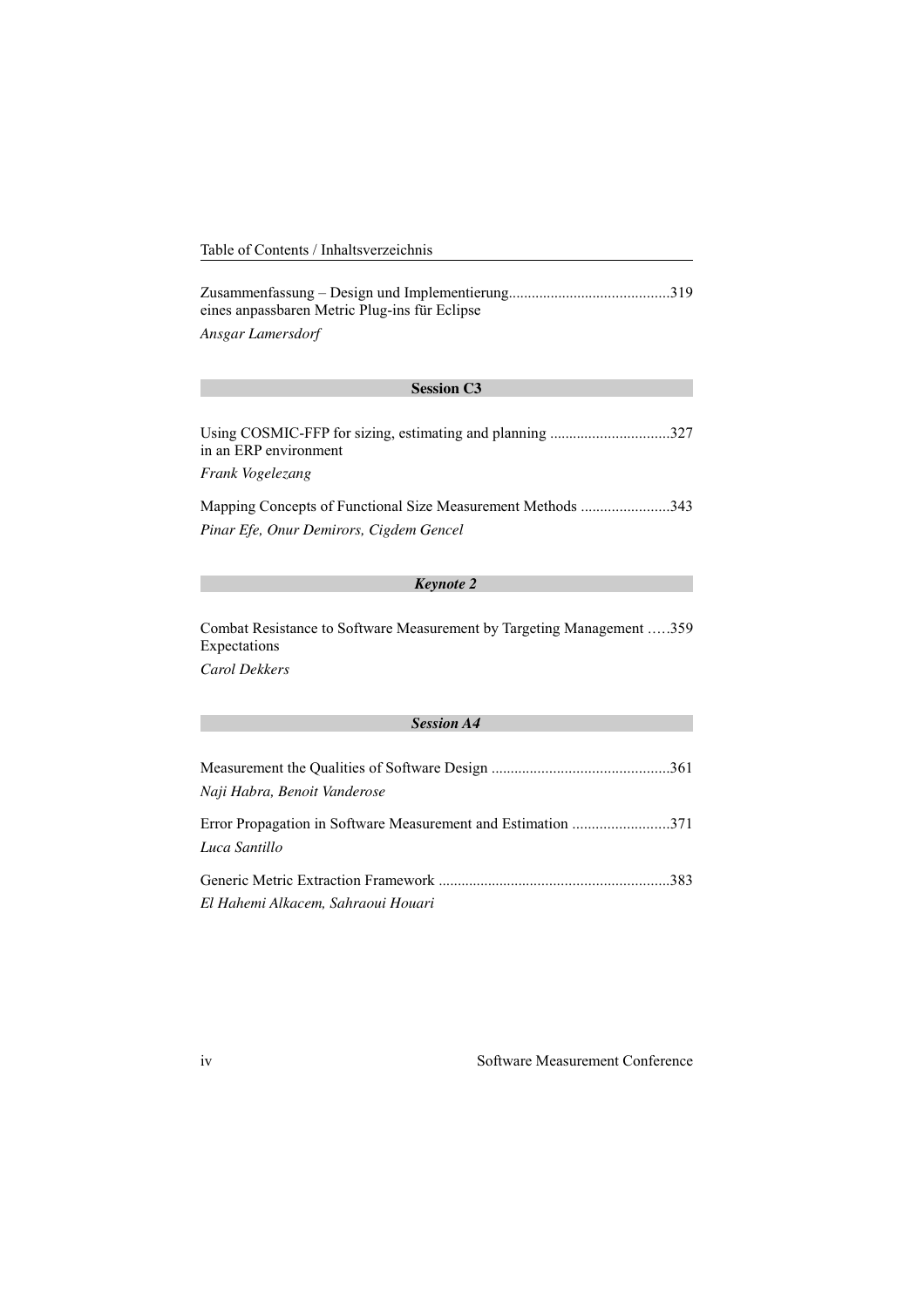Zusammenfassung – Design und Implementierung eines anpassbaren Metric Plug-ins für Eclipse ..........319
*Ansgar Lamersdorf*

## Session C3

Using COSMIC-FFP for sizing, estimating and planning in an ERP environment ..........327
*Frank Vogelezang*

Mapping Concepts of Functional Size Measurement Methods ..........343
*Pinar Efe, Onur Demirors, Cigdem Gencel*

## *Keynote 2*

Combat Resistance to Software Measurement by Targeting Management Expectations ..........359
*Carol Dekkers*

## *Session A4*

Measurement the Qualities of Software Design ..........361
*Naji Habra, Benoit Vanderose*

Error Propagation in Software Measurement and Estimation ..........371
*Luca Santillo*

Generic Metric Extraction Framework ..........383
*El Hahemi Alkacem, Sahraoui Houari*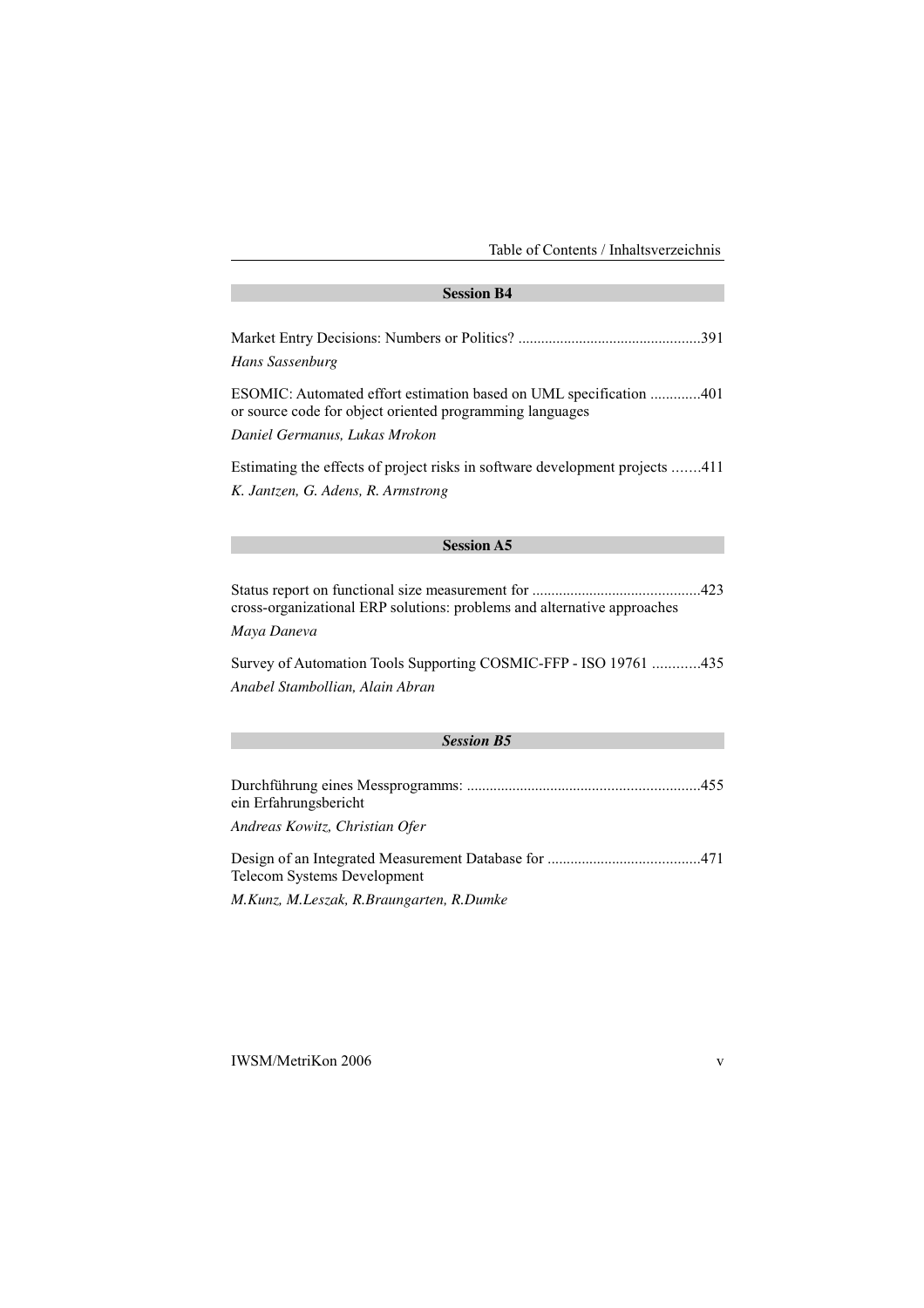## Session B4

Market Entry Decisions: Numbers or Politics? ...............................................391

*Hans Sassenburg*

ESOMIC: Automated effort estimation based on UML specification .............401
or source code for object oriented programming languages

*Daniel Germanus, Lukas Mrokon*

Estimating the effects of project risks in software development projects .......411

*K. Jantzen, G. Adens, R. Armstrong*

## Session A5

Status report on functional size measurement for ...........................................423
cross-organizational ERP solutions: problems and alternative approaches

*Maya Daneva*

Survey of Automation Tools Supporting COSMIC-FFP - ISO 19761 ............435

*Anabel Stambollian, Alain Abran*

## *Session B5*

Durchführung eines Messprogramms: ............................................................455
ein Erfahrungsbericht

*Andreas Kowitz, Christian Ofer*

Design of an Integrated Measurement Database for .......................................471
Telecom Systems Development

*M.Kunz, M.Leszak, R.Braungarten, R.Dumke*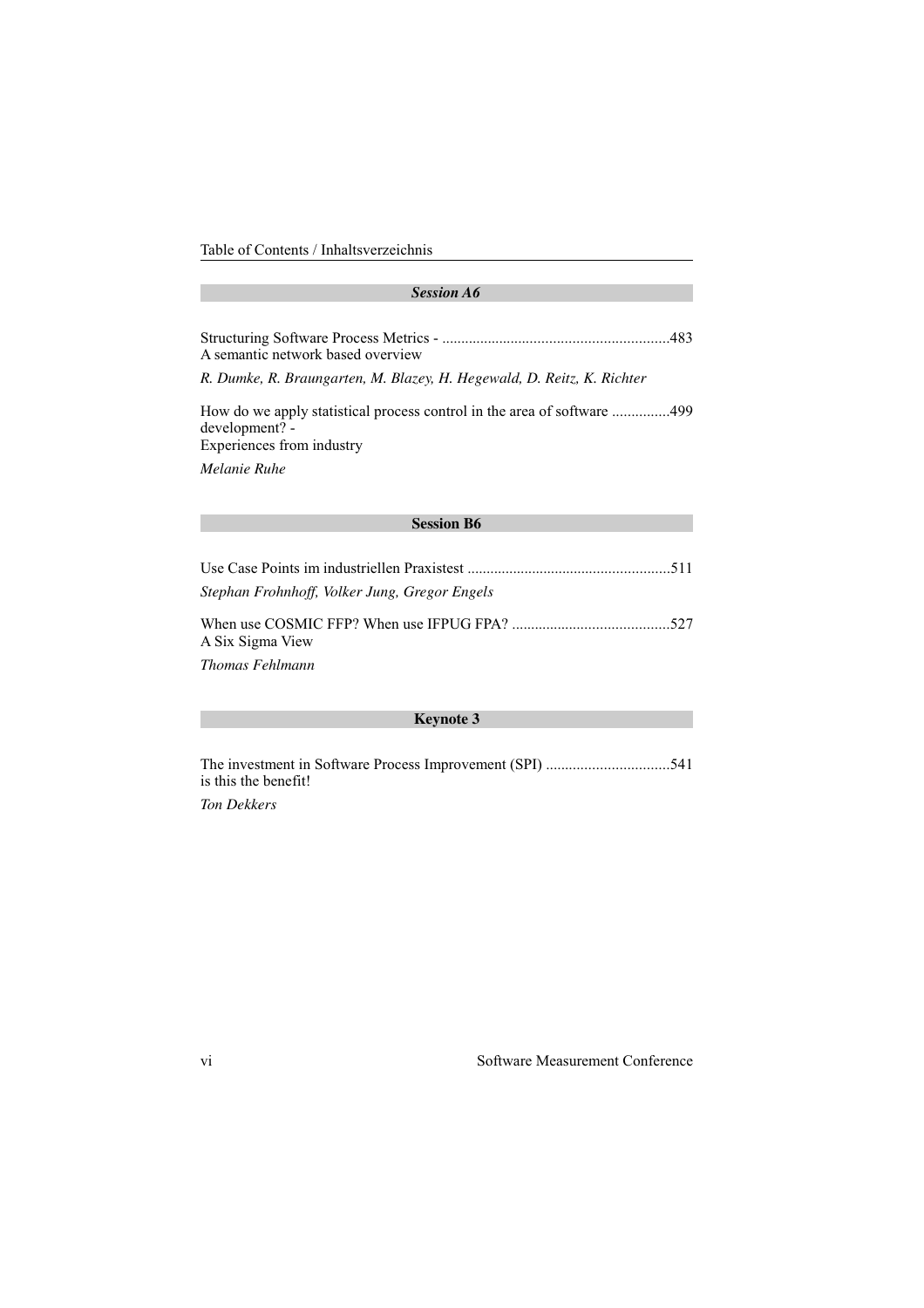## *Session A6*

Structuring Software Process Metrics - ........................................................483
A semantic network based overview

*R. Dumke, R. Braungarten, M. Blazey, H. Hegewald, D. Reitz, K. Richter*

How do we apply statistical process control in the area of software ...............499
development? -
Experiences from industry

*Melanie Ruhe*

## Session B6

Use Case Points im industriellen Praxistest ....................................................511

*Stephan Frohnhoff, Volker Jung, Gregor Engels*

When use COSMIC FFP? When use IFPUG FPA? .........................................527
A Six Sigma View

*Thomas Fehlmann*

## Keynote 3

The investment in Software Process Improvement (SPI) ................................541
is this the benefit!

*Ton Dekkers*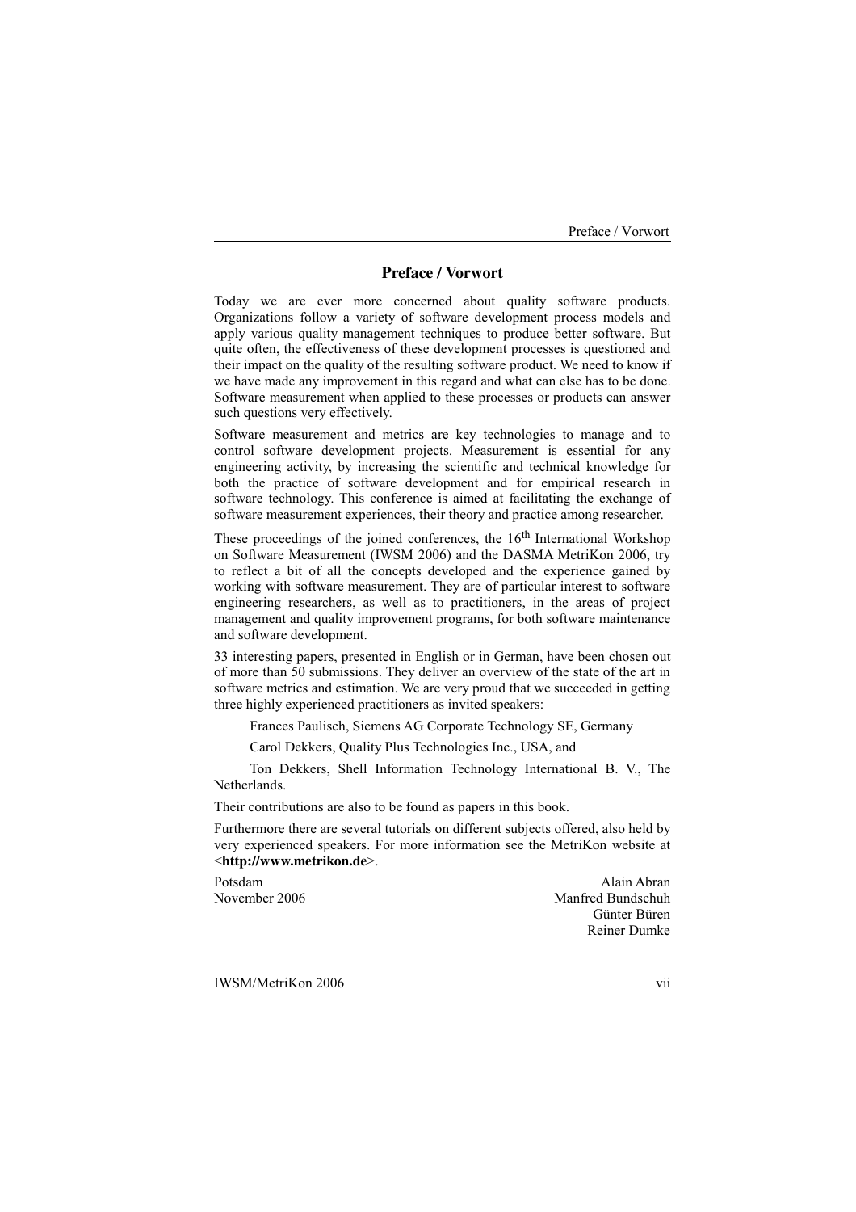# Preface / Vorwort

Today we are ever more concerned about quality software products. Organizations follow a variety of software development process models and apply various quality management techniques to produce better software. But quite often, the effectiveness of these development processes is questioned and their impact on the quality of the resulting software product. We need to know if we have made any improvement in this regard and what can else has to be done. Software measurement when applied to these processes or products can answer such questions very effectively.

Software measurement and metrics are key technologies to manage and to control software development projects. Measurement is essential for any engineering activity, by increasing the scientific and technical knowledge for both the practice of software development and for empirical research in software technology. This conference is aimed at facilitating the exchange of software measurement experiences, their theory and practice among researcher.

These proceedings of the joined conferences, the 16th International Workshop on Software Measurement (IWSM 2006) and the DASMA MetriKon 2006, try to reflect a bit of all the concepts developed and the experience gained by working with software measurement. They are of particular interest to software engineering researchers, as well as to practitioners, in the areas of project management and quality improvement programs, for both software maintenance and software development.

33 interesting papers, presented in English or in German, have been chosen out of more than 50 submissions. They deliver an overview of the state of the art in software metrics and estimation. We are very proud that we succeeded in getting three highly experienced practitioners as invited speakers:

Frances Paulisch, Siemens AG Corporate Technology SE, Germany

Carol Dekkers, Quality Plus Technologies Inc., USA, and

Ton Dekkers, Shell Information Technology International B. V., The Netherlands.

Their contributions are also to be found as papers in this book.

Furthermore there are several tutorials on different subjects offered, also held by very experienced speakers. For more information see the MetriKon website at <**http://www.metrikon.de**>.

Potsdam
November 2006

Alain Abran
Manfred Bundschuh
Günter Büren
Reiner Dumke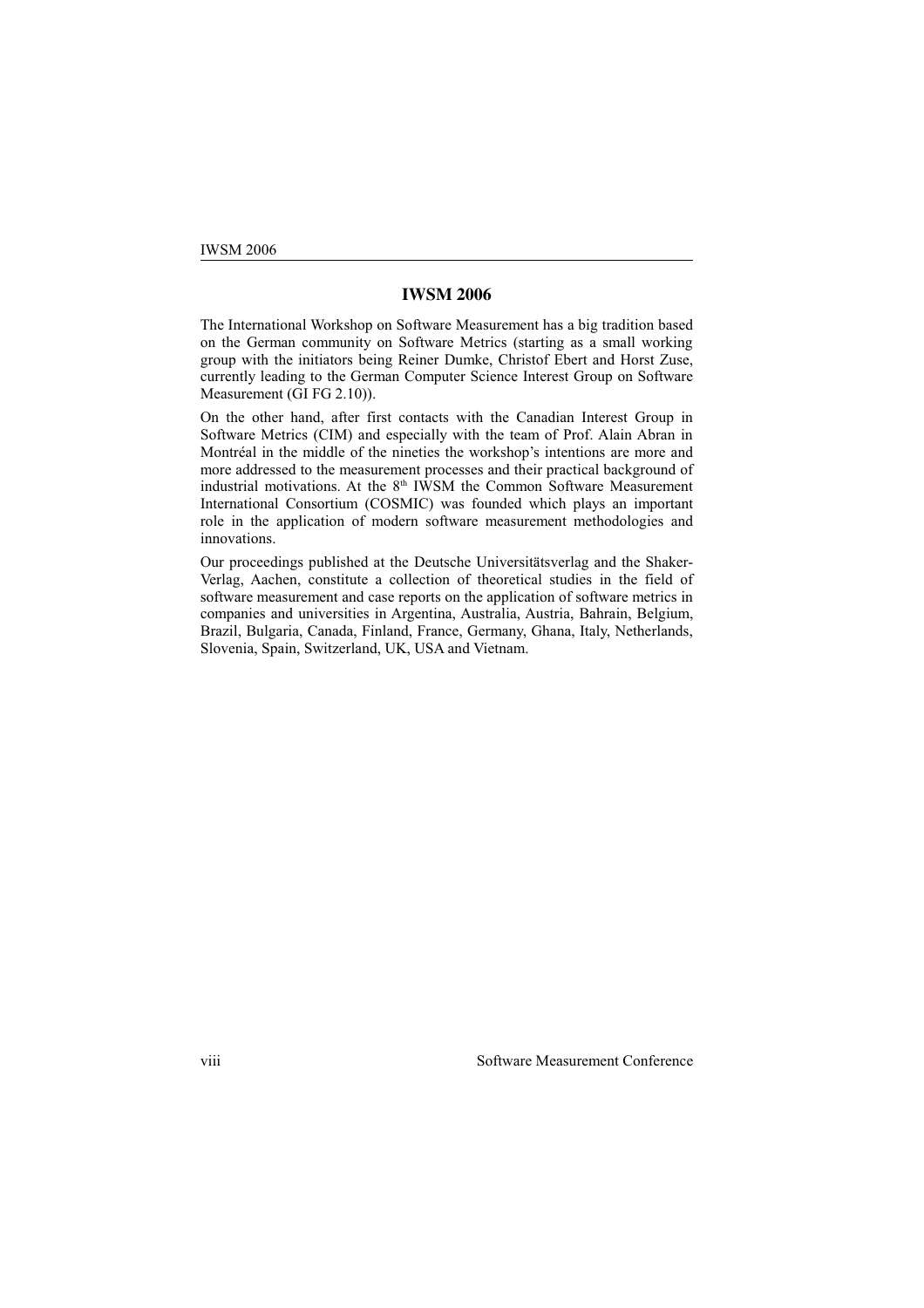# IWSM 2006

The International Workshop on Software Measurement has a big tradition based on the German community on Software Metrics (starting as a small working group with the initiators being Reiner Dumke, Christof Ebert and Horst Zuse, currently leading to the German Computer Science Interest Group on Software Measurement (GI FG 2.10)).

On the other hand, after first contacts with the Canadian Interest Group in Software Metrics (CIM) and especially with the team of Prof. Alain Abran in Montréal in the middle of the nineties the workshop's intentions are more and more addressed to the measurement processes and their practical background of industrial motivations. At the 8th IWSM the Common Software Measurement International Consortium (COSMIC) was founded which plays an important role in the application of modern software measurement methodologies and innovations.

Our proceedings published at the Deutsche Universitätsverlag and the Shaker-Verlag, Aachen, constitute a collection of theoretical studies in the field of software measurement and case reports on the application of software metrics in companies and universities in Argentina, Australia, Austria, Bahrain, Belgium, Brazil, Bulgaria, Canada, Finland, France, Germany, Ghana, Italy, Netherlands, Slovenia, Spain, Switzerland, UK, USA and Vietnam.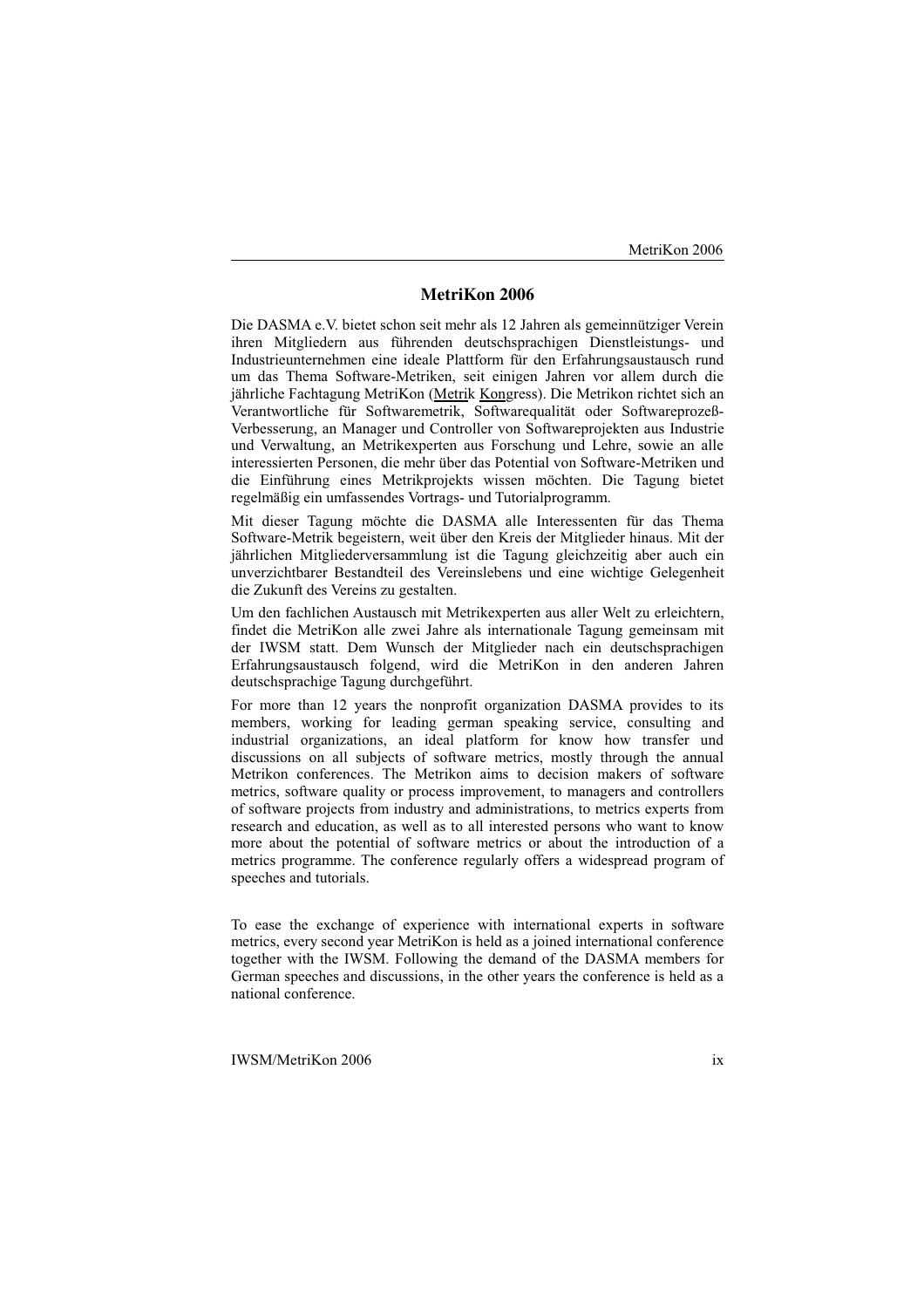# MetriKon 2006

Die DASMA e.V. bietet schon seit mehr als 12 Jahren als gemeinnütziger Verein ihren Mitgliedern aus führenden deutschsprachigen Dienstleistungs- und Industrieunternehmen eine ideale Plattform für den Erfahrungsaustausch rund um das Thema Software-Metriken, seit einigen Jahren vor allem durch die jährliche Fachtagung MetriKon (Metrik Kongress). Die Metrikon richtet sich an Verantwortliche für Softwaremetrik, Softwarequalität oder Softwareprozeß-Verbesserung, an Manager und Controller von Softwareprojekten aus Industrie und Verwaltung, an Metrikexperten aus Forschung und Lehre, sowie an alle interessierten Personen, die mehr über das Potential von Software-Metriken und die Einführung eines Metrikprojekts wissen möchten. Die Tagung bietet regelmäßig ein umfassendes Vortrags- und Tutorialprogramm.

Mit dieser Tagung möchte die DASMA alle Interessenten für das Thema Software-Metrik begeistern, weit über den Kreis der Mitglieder hinaus. Mit der jährlichen Mitgliederversammlung ist die Tagung gleichzeitig aber auch ein unverzichtbarer Bestandteil des Vereinslebens und eine wichtige Gelegenheit die Zukunft des Vereins zu gestalten.

Um den fachlichen Austausch mit Metrikexperten aus aller Welt zu erleichtern, findet die MetriKon alle zwei Jahre als internationale Tagung gemeinsam mit der IWSM statt. Dem Wunsch der Mitglieder nach ein deutschsprachigen Erfahrungsaustausch folgend, wird die MetriKon in den anderen Jahren deutschsprachige Tagung durchgeführt.

For more than 12 years the nonprofit organization DASMA provides to its members, working for leading german speaking service, consulting and industrial organizations, an ideal platform for know how transfer and discussions on all subjects of software metrics, mostly through the annual Metrikon conferences. The Metrikon aims to decision makers of software metrics, software quality or process improvement, to managers and controllers of software projects from industry and administrations, to metrics experts from research and education, as well as to all interested persons who want to know more about the potential of software metrics or about the introduction of a metrics programme. The conference regularly offers a widespread program of speeches and tutorials.

To ease the exchange of experience with international experts in software metrics, every second year MetriKon is held as a joined international conference together with the IWSM. Following the demand of the DASMA members for German speeches and discussions, in the other years the conference is held as a national conference.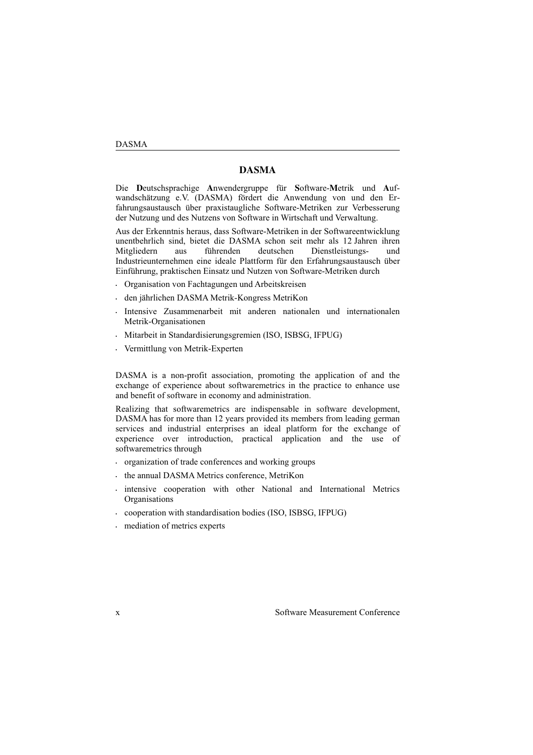# DASMA

Die **D**eutschsprachige **A**nwendergruppe für **S**oftware-**M**etrik und **A**ufwandschätzung e.V. (DASMA) fördert die Anwendung von und den Erfahrungsaustausch über praxistaugliche Software-Metriken zur Verbesserung der Nutzung und des Nutzens von Software in Wirtschaft und Verwaltung.

Aus der Erkenntnis heraus, dass Software-Metriken in der Softwareentwicklung unentbehrlich sind, bietet die DASMA schon seit mehr als 12 Jahren ihren Mitgliedern aus führenden deutschen Dienstleistungs- und Industrieunternehmen eine ideale Plattform für den Erfahrungsaustausch über Einführung, praktischen Einsatz und Nutzen von Software-Metriken durch

- Organisation von Fachtagungen und Arbeitskreisen
- den jährlichen DASMA Metrik-Kongress MetriKon
- Intensive Zusammenarbeit mit anderen nationalen und internationalen Metrik-Organisationen
- Mitarbeit in Standardisierungsgremien (ISO, ISBSG, IFPUG)
- Vermittlung von Metrik-Experten

DASMA is a non-profit association, promoting the application of and the exchange of experience about softwaremetrics in the practice to enhance use and benefit of software in economy and administration.

Realizing that softwaremetrics are indispensable in software development, DASMA has for more than 12 years provided its members from leading german services and industrial enterprises an ideal platform for the exchange of experience over introduction, practical application and the use of softwaremetrics through

- organization of trade conferences and working groups
- the annual DASMA Metrics conference, MetriKon
- intensive cooperation with other National and International Metrics Organisations
- cooperation with standardisation bodies (ISO, ISBSG, IFPUG)
- mediation of metrics experts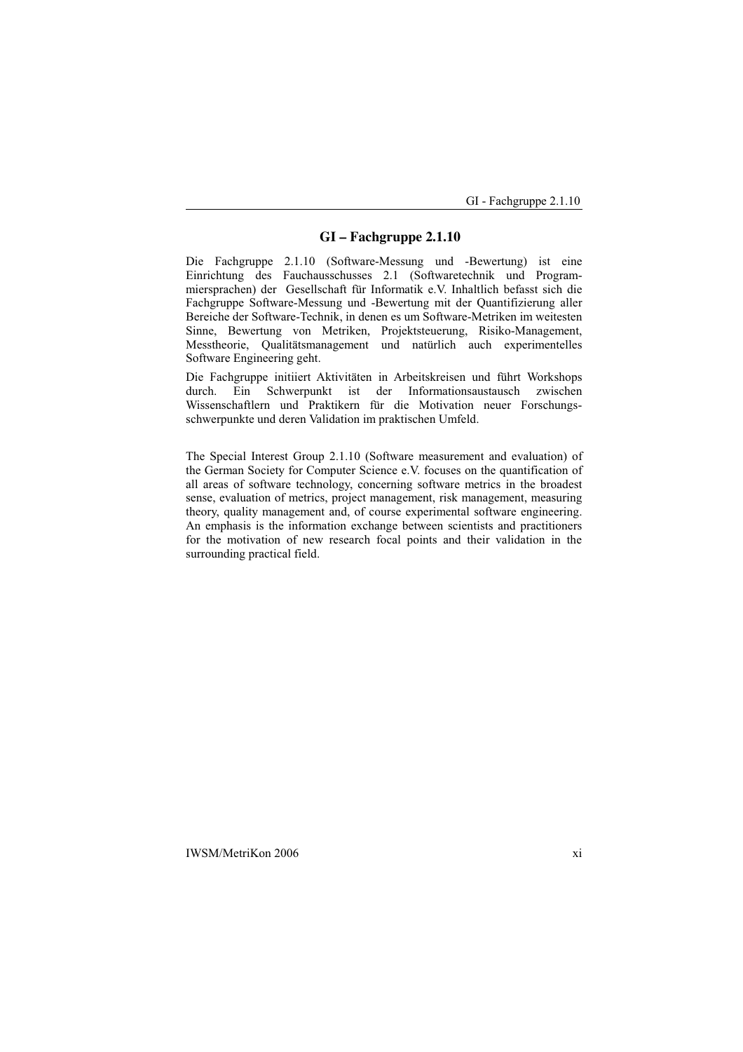# GI – Fachgruppe 2.1.10

Die Fachgruppe 2.1.10 (Software-Messung und -Bewertung) ist eine Einrichtung des Fauchausschusses 2.1 (Softwaretechnik und Programmiersprachen) der Gesellschaft für Informatik e.V. Inhaltlich befasst sich die Fachgruppe Software-Messung und -Bewertung mit der Quantifizierung aller Bereiche der Software-Technik, in denen es um Software-Metriken im weitesten Sinne, Bewertung von Metriken, Projektsteuerung, Risiko-Management, Messtheorie, Qualitätsmanagement und natürlich auch experimentelles Software Engineering geht.

Die Fachgruppe initiiert Aktivitäten in Arbeitskreisen und führt Workshops durch. Ein Schwerpunkt ist der Informationsaustausch zwischen Wissenschaftlern und Praktikern für die Motivation neuer Forschungsschwerpunkte und deren Validation im praktischen Umfeld.

The Special Interest Group 2.1.10 (Software measurement and evaluation) of the German Society for Computer Science e.V. focuses on the quantification of all areas of software technology, concerning software metrics in the broadest sense, evaluation of metrics, project management, risk management, measuring theory, quality management and, of course experimental software engineering. An emphasis is the information exchange between scientists and practitioners for the motivation of new research focal points and their validation in the surrounding practical field.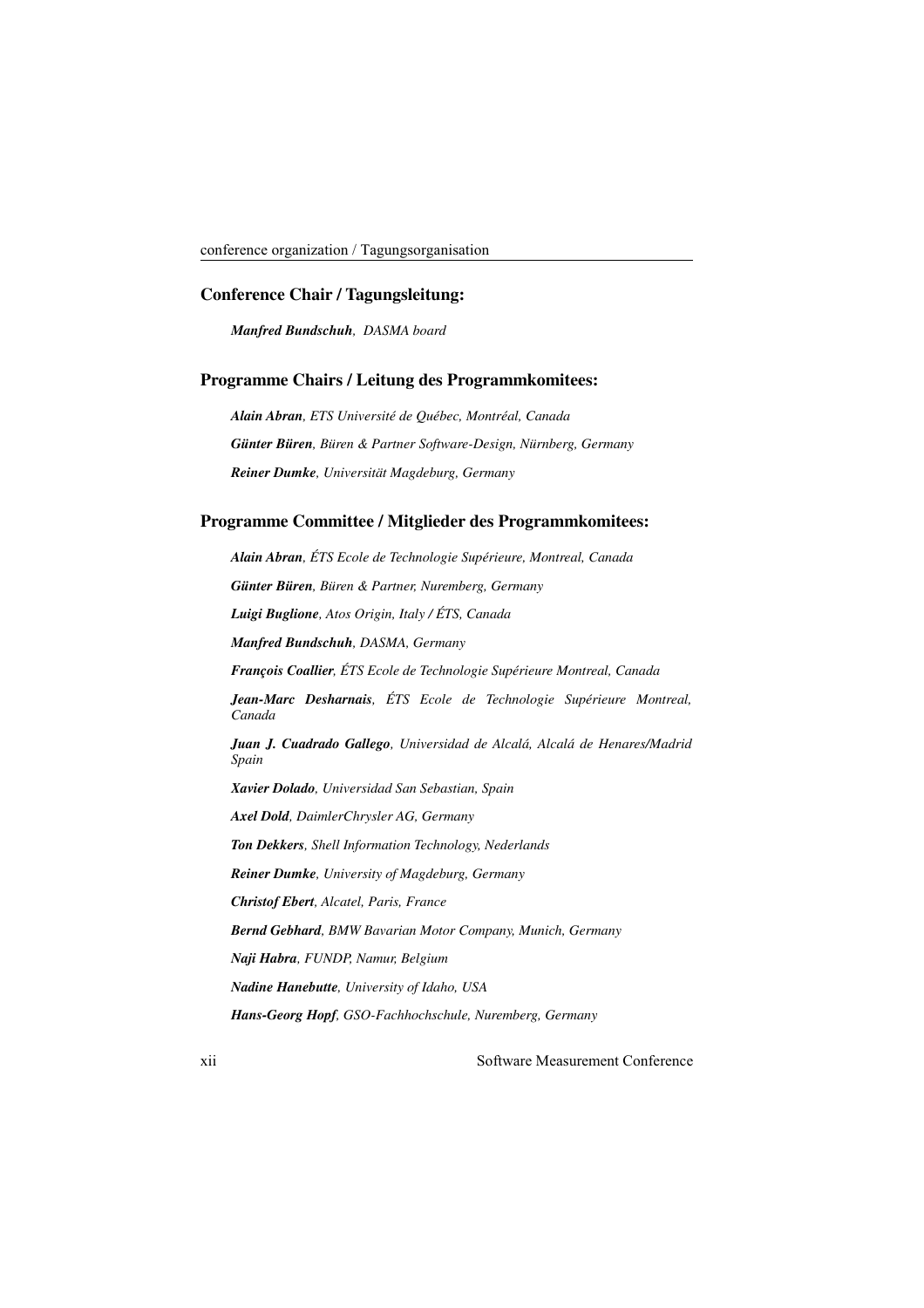## Conference Chair / Tagungsleitung:

***Manfred Bundschuh**, DASMA board*

## Programme Chairs / Leitung des Programmkomitees:

***Alain Abran**, ETS Université de Québec, Montréal, Canada*

***Günter Büren**, Büren & Partner Software-Design, Nürnberg, Germany*

***Reiner Dumke**, Universität Magdeburg, Germany*

## Programme Committee / Mitglieder des Programmkomitees:

***Alain Abran**, ÉTS Ecole de Technologie Supérieure, Montreal, Canada*

***Günter Büren**, Büren & Partner, Nuremberg, Germany*

***Luigi Buglione**, Atos Origin, Italy / ÉTS, Canada*

***Manfred Bundschuh**, DASMA, Germany*

***François Coallier**, ÉTS Ecole de Technologie Supérieure Montreal, Canada*

***Jean-Marc Desharnais**, ÉTS Ecole de Technologie Supérieure Montreal, Canada*

***Juan J. Cuadrado Gallego**, Universidad de Alcalá, Alcalá de Henares/Madrid Spain*

***Xavier Dolado**, Universidad San Sebastian, Spain*

***Axel Dold**, DaimlerChrysler AG, Germany*

***Ton Dekkers**, Shell Information Technology, Nederlands*

***Reiner Dumke**, University of Magdeburg, Germany*

***Christof Ebert**, Alcatel, Paris, France*

***Bernd Gebhard**, BMW Bavarian Motor Company, Munich, Germany*

***Naji Habra**, FUNDP, Namur, Belgium*

***Nadine Hanebutte**, University of Idaho, USA*

***Hans-Georg Hopf**, GSO-Fachhochschule, Nuremberg, Germany*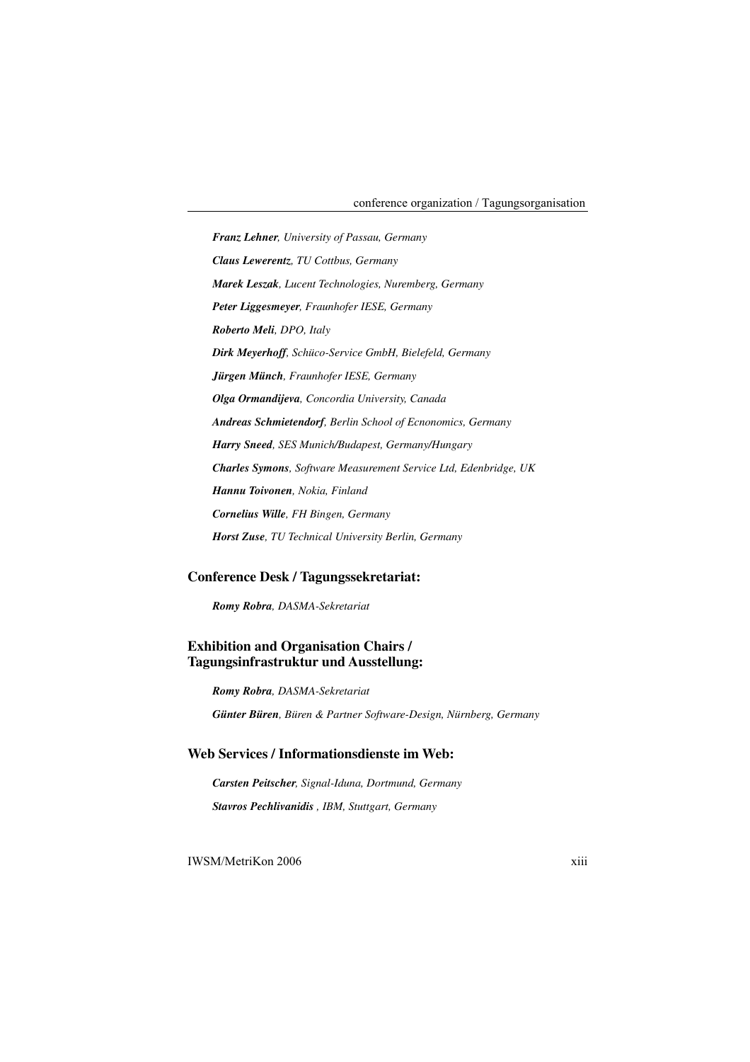***Franz Lehner**, University of Passau, Germany*

***Claus Lewerentz**, TU Cottbus, Germany*

***Marek Leszak**, Lucent Technologies, Nuremberg, Germany*

***Peter Liggesmeyer**, Fraunhofer IESE, Germany*

***Roberto Meli**, DPO, Italy*

***Dirk Meyerhoff**, Schüco-Service GmbH, Bielefeld, Germany*

***Jürgen Münch**, Fraunhofer IESE, Germany*

***Olga Ormandijeva**, Concordia University, Canada*

***Andreas Schmietendorf**, Berlin School of Ecnonomics, Germany*

***Harry Sneed**, SES Munich/Budapest, Germany/Hungary*

***Charles Symons**, Software Measurement Service Ltd, Edenbridge, UK*

***Hannu Toivonen**, Nokia, Finland*

***Cornelius Wille**, FH Bingen, Germany*

***Horst Zuse**, TU Technical University Berlin, Germany*

## Conference Desk / Tagungssekretariat:

***Romy Robra**, DASMA-Sekretariat*

## Exhibition and Organisation Chairs / Tagungsinfrastruktur und Ausstellung:

***Romy Robra**, DASMA-Sekretariat*

***Günter Büren**, Büren & Partner Software-Design, Nürnberg, Germany*

## Web Services / Informationsdienste im Web:

***Carsten Peitscher**, Signal-Iduna, Dortmund, Germany*

***Stavros Pechlivanidis** , IBM, Stuttgart, Germany*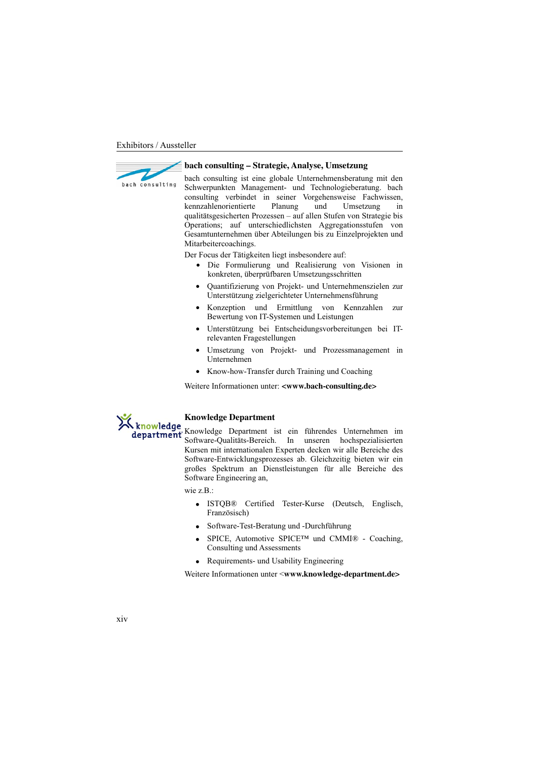## bach consulting – Strategie, Analyse, Umsetzung

bach consulting ist eine globale Unternehmensberatung mit den Schwerpunkten Management- und Technologieberatung. bach consulting verbindet in seiner Vorgehensweise Fachwissen, kennzahlenorientierte Planung und Umsetzung in qualitätsgesicherten Prozessen – auf allen Stufen von Strategie bis Operations; auf unterschiedlichsten Aggregationsstufen von Gesamtunternehmen über Abteilungen bis zu Einzelprojekten und Mitarbeitercoachings.

Der Focus der Tätigkeiten liegt insbesondere auf:

- Die Formulierung und Realisierung von Visionen in konkreten, überprüfbaren Umsetzungsschritten
- Quantifizierung von Projekt- und Unternehmenszielen zur Unterstützung zielgerichteter Unternehmensführung
- Konzeption und Ermittlung von Kennzahlen zur Bewertung von IT-Systemen und Leistungen
- Unterstützung bei Entscheidungsvorbereitungen bei IT-relevanten Fragestellungen
- Umsetzung von Projekt- und Prozessmanagement in Unternehmen
- Know-how-Transfer durch Training und Coaching

Weitere Informationen unter: **<www.bach-consulting.de>**

## Knowledge Department

Knowledge Department ist ein führendes Unternehmen im Software-Qualitäts-Bereich. In unseren hochspezialisierten Kursen mit internationalen Experten decken wir alle Bereiche des Software-Entwicklungsprozesses ab. Gleichzeitig bieten wir ein großes Spektrum an Dienstleistungen für alle Bereiche des Software Engineering an,

wie z.B.:

- ISTQB® Certified Tester-Kurse (Deutsch, Englisch, Französisch)
- Software-Test-Beratung und -Durchführung
- SPICE, Automotive SPICE™ und CMMI® - Coaching, Consulting und Assessments
- Requirements- und Usability Engineering

Weitere Informationen unter <**www.knowledge-department.de>**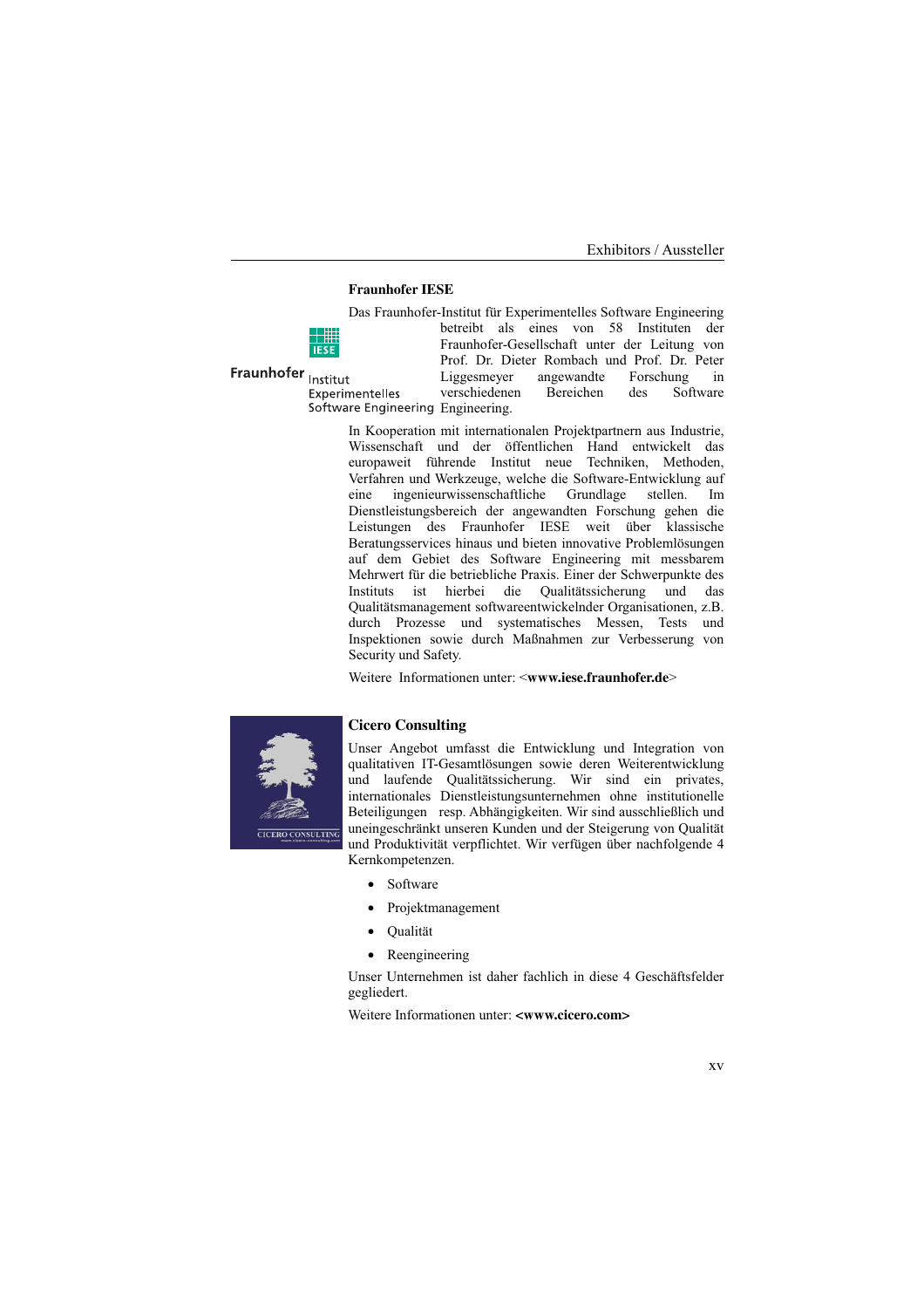### Fraunhofer IESE

Das Fraunhofer-Institut für Experimentelles Software Engineering betreibt als eines von 58 Instituten der Fraunhofer-Gesellschaft unter der Leitung von Prof. Dr. Dieter Rombach und Prof. Dr. Peter Liggesmeyer angewandte Forschung in verschiedenen Bereichen des Software Engineering.

In Kooperation mit internationalen Projektpartnern aus Industrie, Wissenschaft und der öffentlichen Hand entwickelt das europaweit führende Institut neue Techniken, Methoden, Verfahren und Werkzeuge, welche die Software-Entwicklung auf eine ingenieurwissenschaftliche Grundlage stellen. Im Dienstleistungsbereich der angewandten Forschung gehen die Leistungen des Fraunhofer IESE weit über klassische Beratungsservices hinaus und bieten innovative Problemlösungen auf dem Gebiet des Software Engineering mit messbarem Mehrwert für die betriebliche Praxis. Einer der Schwerpunkte des Instituts ist hierbei die Qualitätssicherung und das Qualitätsmanagement softwareentwickelnder Organisationen, z.B. durch Prozesse und systematisches Messen, Tests und Inspektionen sowie durch Maßnahmen zur Verbesserung von Security und Safety.

Weitere Informationen unter: <**www.iese.fraunhofer.de**>

### Cicero Consulting

Unser Angebot umfasst die Entwicklung und Integration von qualitativen IT-Gesamtlösungen sowie deren Weiterentwicklung und laufende Qualitätssicherung. Wir sind ein privates, internationales Dienstleistungsunternehmen ohne institutionelle Beteiligungen resp. Abhängigkeiten. Wir sind ausschließlich und uneingeschränkt unseren Kunden und der Steigerung von Qualität und Produktivität verpflichtet. Wir verfügen über nachfolgende 4 Kernkompetenzen.

- Software
- Projektmanagement
- Qualität
- Reengineering

Unser Unternehmen ist daher fachlich in diese 4 Geschäftsfelder gegliedert.

Weitere Informationen unter: **<www.cicero.com>**